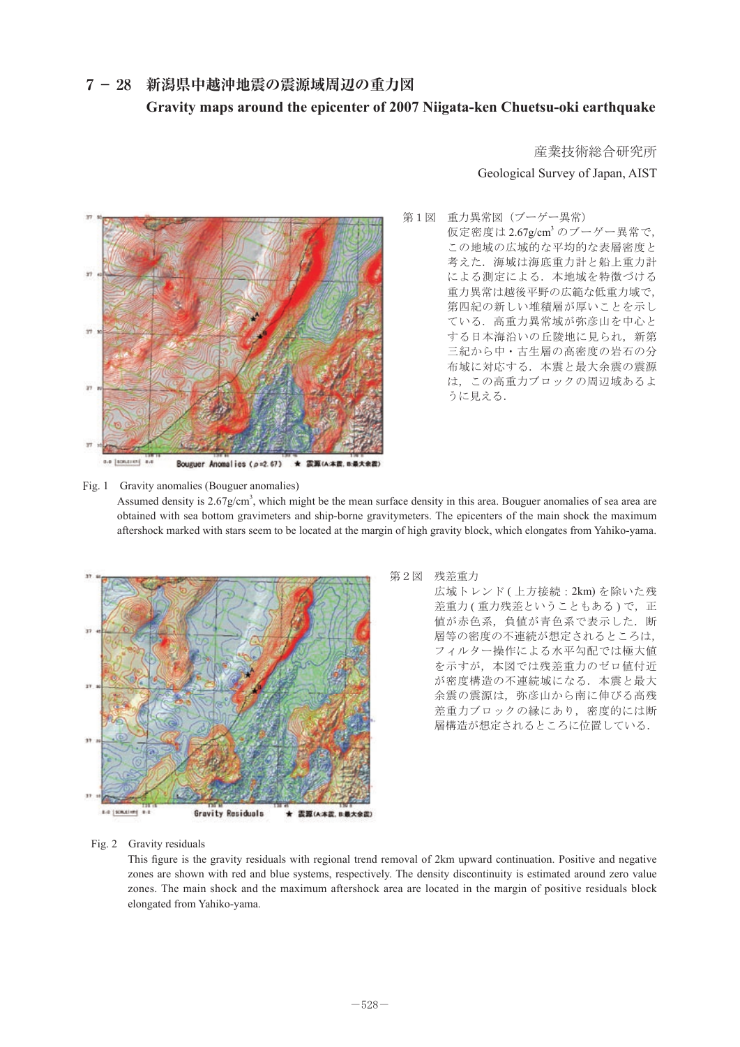# 7 − 28 新潟県中越沖地震の震源域周辺の重力図

## Gravity maps around the epicenter of 2007 Niigata-ken Chuetsu-oki earthquake

産業技術総合研究所

Geological Survey of Japan, AIST

第１図　重力異常図（ブーゲー異常）

仮定密度は 2.67g/cm$^3$ のブーゲー異常で，この地域の広域的な平均的な表層密度と考えた．海域は海底重力計と船上重力計による測定による．本地域を特徴づける重力異常は越後平野の広範な低重力域で，第四紀の新しい堆積層が厚いことを示している．高重力異常域が弥彦山を中心とする日本海沿いの丘陵地に見られ，新第三紀から中・古生層の高密度の岩石の分布域に対応する．本震と最大余震の震源は，この高重力ブロックの周辺域あるように見える．

Fig. 1　Gravity anomalies (Bouguer anomalies)

Assumed density is 2.67g/cm$^3$, which might be the mean surface density in this area. Bouguer anomalies of sea area are obtained with sea bottom gravimeters and ship-borne gravitymeters. The epicenters of the main shock the maximum aftershock marked with stars seem to be located at the margin of high gravity block, which elongates from Yahiko-yama.

第２図　残差重力

広域トレンド ( 上方接続 : 2km) を除いた残差重力 ( 重力残差ということもある ) で，正値が赤色系，負値が青色系で表示した．断層等の密度の不連続が想定されるところは，フィルター操作による水平勾配では極大値を示すが，本図では残差重力のゼロ値付近が密度構造の不連続域になる．本震と最大余震の震源は，弥彦山から南に伸びる高残差重力ブロックの縁にあり，密度的には断層構造が想定されるところに位置している．

Fig. 2　Gravity residuals

This figure is the gravity residuals with regional trend removal of 2km upward continuation. Positive and negative zones are shown with red and blue systems, respectively. The density discontinuity is estimated around zero value zones. The main shock and the maximum aftershock area are located in the margin of positive residuals block elongated from Yahiko-yama.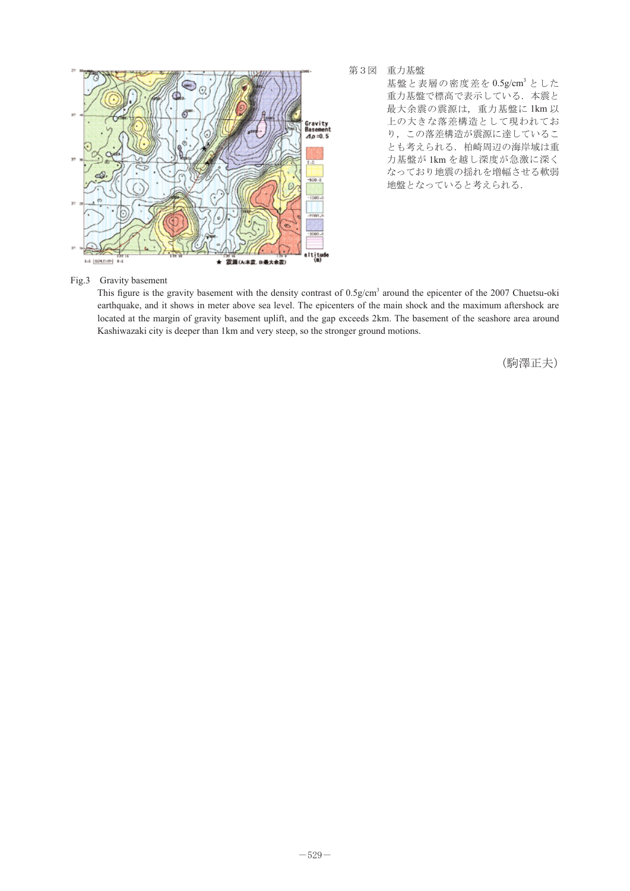Gravity Basement
$\Delta\rho$=0.5

0.0

-500.0

-1000.0

-2000.0

-3000.0

altitude (m)

★ 震源(A:本震, B:最大余震)

第３図　重力基盤

基盤と表層の密度差を 0.5g/cm$^3$ とした重力基盤で標高で表示している．本震と最大余震の震源は，重力基盤に 1km 以上の大きな落差構造として現われており，この落差構造が震源に達していることも考えられる．柏崎周辺の海岸域は重力基盤が 1km を越し深度が急激に深くなっており地震の揺れを増幅させる軟弱地盤となっていると考えられる．

Fig.3　Gravity basement

This figure is the gravity basement with the density contrast of 0.5g/cm$^3$ around the epicenter of the 2007 Chuetsu-oki earthquake, and it shows in meter above sea level. The epicenters of the main shock and the maximum aftershock are located at the margin of gravity basement uplift, and the gap exceeds 2km. The basement of the seashore area around Kashiwazaki city is deeper than 1km and very steep, so the stronger ground motions.

（駒澤正夫）